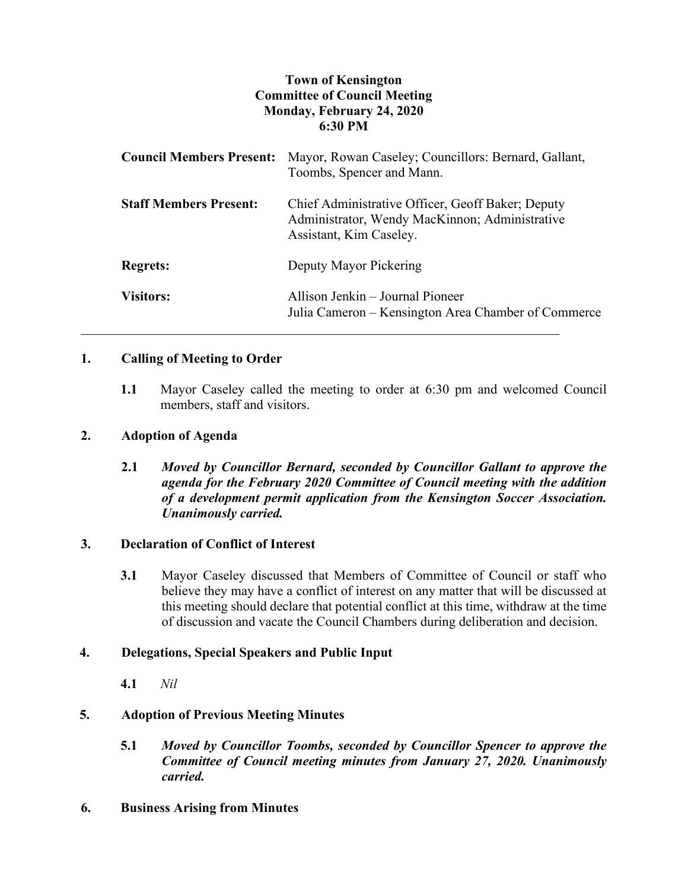# Town of Kensington
## Committee of Council Meeting
## Monday, February 24, 2020
## 6:30 PM

| | |
|---|---|
| **Council Members Present:** | Mayor, Rowan Caseley; Councillors: Bernard, Gallant, Toombs, Spencer and Mann. |
| **Staff Members Present:** | Chief Administrative Officer, Geoff Baker; Deputy Administrator, Wendy MacKinnon; Administrative Assistant, Kim Caseley. |
| **Regrets:** | Deputy Mayor Pickering |
| **Visitors:** | Allison Jenkin – Journal Pioneer<br>Julia Cameron – Kensington Area Chamber of Commerce |

---

**1. Calling of Meeting to Order**

**1.1** Mayor Caseley called the meeting to order at 6:30 pm and welcomed Council members, staff and visitors.

**2. Adoption of Agenda**

**2.1** ***Moved by Councillor Bernard, seconded by Councillor Gallant to approve the agenda for the February 2020 Committee of Council meeting with the addition of a development permit application from the Kensington Soccer Association. Unanimously carried.***

**3. Declaration of Conflict of Interest**

**3.1** Mayor Caseley discussed that Members of Committee of Council or staff who believe they may have a conflict of interest on any matter that will be discussed at this meeting should declare that potential conflict at this time, withdraw at the time of discussion and vacate the Council Chambers during deliberation and decision.

**4. Delegations, Special Speakers and Public Input**

**4.1** *Nil*

**5. Adoption of Previous Meeting Minutes**

**5.1** ***Moved by Councillor Toombs, seconded by Councillor Spencer to approve the Committee of Council meeting minutes from January 27, 2020. Unanimously carried.***

**6. Business Arising from Minutes**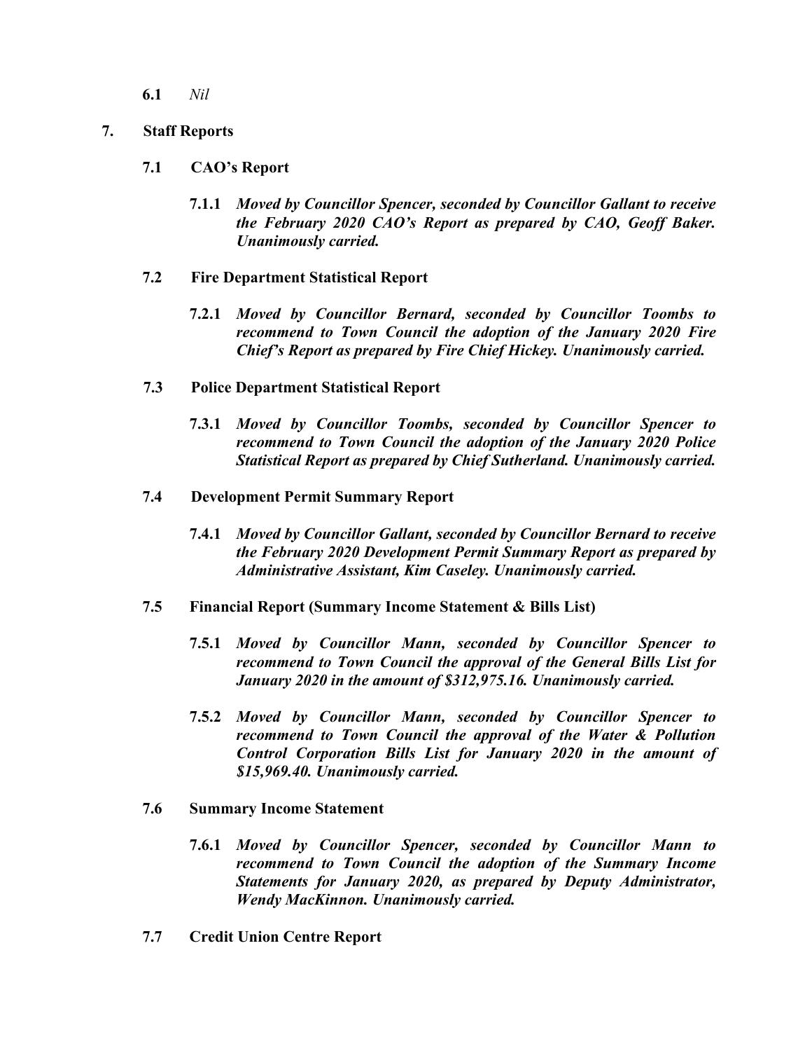**6.1** *Nil*

## 7. Staff Reports

### 7.1 CAO's Report

**7.1.1** ***Moved by Councillor Spencer, seconded by Councillor Gallant to receive the February 2020 CAO's Report as prepared by CAO, Geoff Baker. Unanimously carried.***

### 7.2 Fire Department Statistical Report

**7.2.1** ***Moved by Councillor Bernard, seconded by Councillor Toombs to recommend to Town Council the adoption of the January 2020 Fire Chief's Report as prepared by Fire Chief Hickey. Unanimously carried.***

### 7.3 Police Department Statistical Report

**7.3.1** ***Moved by Councillor Toombs, seconded by Councillor Spencer to recommend to Town Council the adoption of the January 2020 Police Statistical Report as prepared by Chief Sutherland. Unanimously carried.***

### 7.4 Development Permit Summary Report

**7.4.1** ***Moved by Councillor Gallant, seconded by Councillor Bernard to receive the February 2020 Development Permit Summary Report as prepared by Administrative Assistant, Kim Caseley. Unanimously carried.***

### 7.5 Financial Report (Summary Income Statement & Bills List)

**7.5.1** ***Moved by Councillor Mann, seconded by Councillor Spencer to recommend to Town Council the approval of the General Bills List for January 2020 in the amount of $312,975.16. Unanimously carried.***

**7.5.2** ***Moved by Councillor Mann, seconded by Councillor Spencer to recommend to Town Council the approval of the Water & Pollution Control Corporation Bills List for January 2020 in the amount of $15,969.40. Unanimously carried.***

### 7.6 Summary Income Statement

**7.6.1** ***Moved by Councillor Spencer, seconded by Councillor Mann to recommend to Town Council the adoption of the Summary Income Statements for January 2020, as prepared by Deputy Administrator, Wendy MacKinnon. Unanimously carried.***

### 7.7 Credit Union Centre Report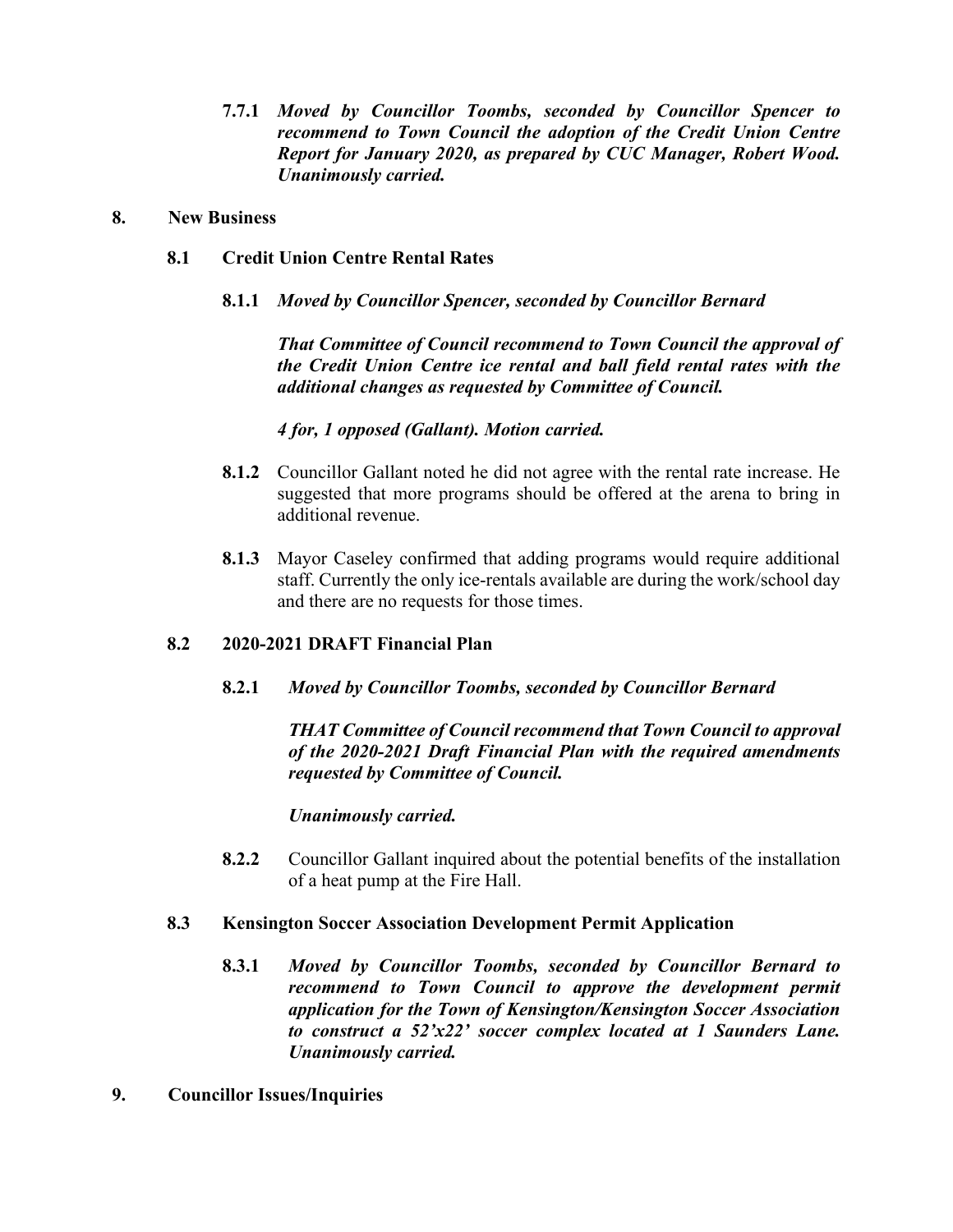**7.7.1** ***Moved by Councillor Toombs, seconded by Councillor Spencer to recommend to Town Council the adoption of the Credit Union Centre Report for January 2020, as prepared by CUC Manager, Robert Wood. Unanimously carried.***

## 8. New Business

### 8.1 Credit Union Centre Rental Rates

**8.1.1** ***Moved by Councillor Spencer, seconded by Councillor Bernard***

***That Committee of Council recommend to Town Council the approval of the Credit Union Centre ice rental and ball field rental rates with the additional changes as requested by Committee of Council.***

***4 for, 1 opposed (Gallant). Motion carried.***

**8.1.2** Councillor Gallant noted he did not agree with the rental rate increase. He suggested that more programs should be offered at the arena to bring in additional revenue.

**8.1.3** Mayor Caseley confirmed that adding programs would require additional staff. Currently the only ice-rentals available are during the work/school day and there are no requests for those times.

### 8.2 2020-2021 DRAFT Financial Plan

**8.2.1** ***Moved by Councillor Toombs, seconded by Councillor Bernard***

***THAT Committee of Council recommend that Town Council to approval of the 2020-2021 Draft Financial Plan with the required amendments requested by Committee of Council.***

***Unanimously carried.***

**8.2.2** Councillor Gallant inquired about the potential benefits of the installation of a heat pump at the Fire Hall.

### 8.3 Kensington Soccer Association Development Permit Application

**8.3.1** ***Moved by Councillor Toombs, seconded by Councillor Bernard to recommend to Town Council to approve the development permit application for the Town of Kensington/Kensington Soccer Association to construct a 52'x22' soccer complex located at 1 Saunders Lane. Unanimously carried.***

## 9. Councillor Issues/Inquiries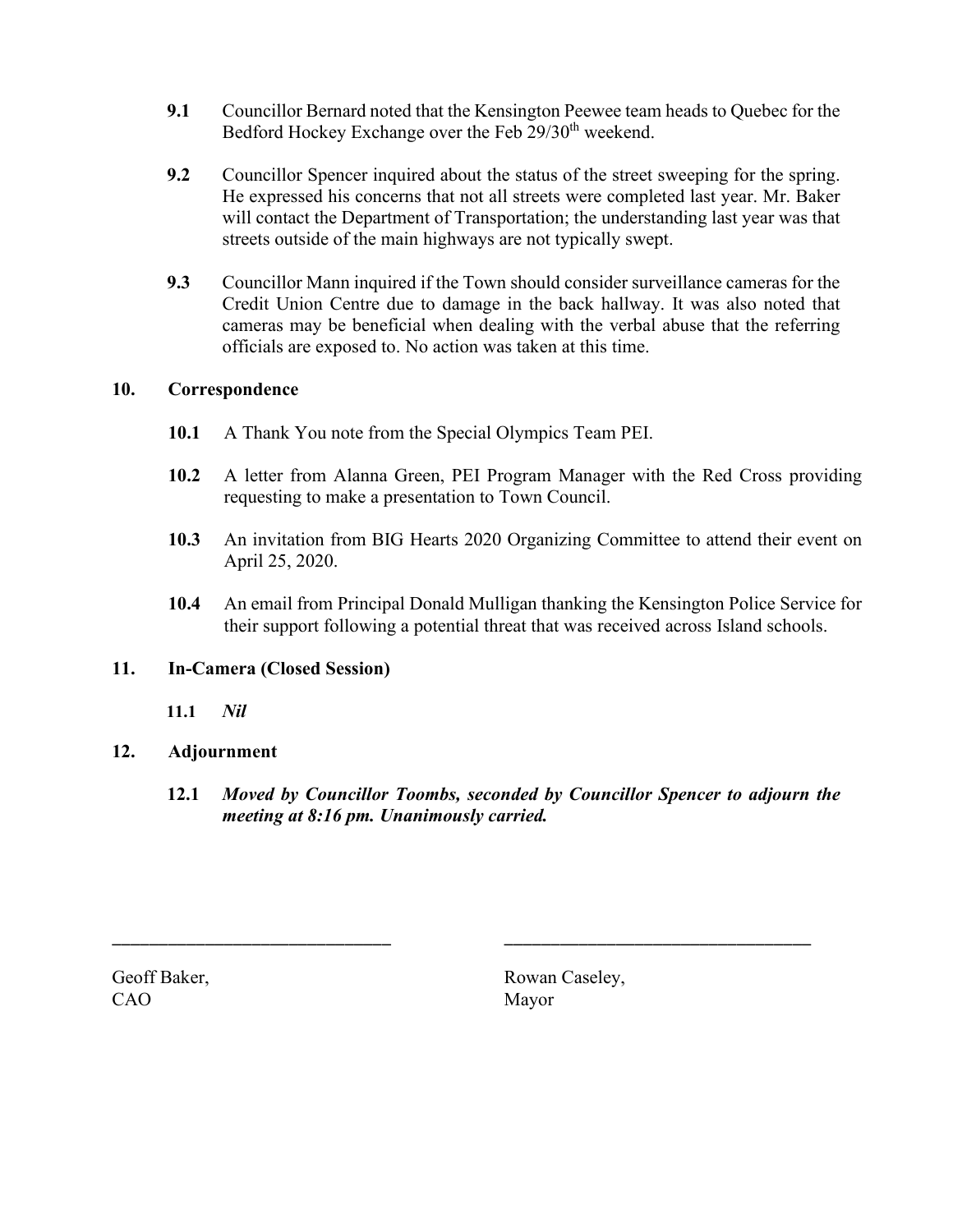**9.1** Councillor Bernard noted that the Kensington Peewee team heads to Quebec for the Bedford Hockey Exchange over the Feb 29/30th weekend.

**9.2** Councillor Spencer inquired about the status of the street sweeping for the spring. He expressed his concerns that not all streets were completed last year. Mr. Baker will contact the Department of Transportation; the understanding last year was that streets outside of the main highways are not typically swept.

**9.3** Councillor Mann inquired if the Town should consider surveillance cameras for the Credit Union Centre due to damage in the back hallway. It was also noted that cameras may be beneficial when dealing with the verbal abuse that the referring officials are exposed to. No action was taken at this time.

## 10. Correspondence

**10.1** A Thank You note from the Special Olympics Team PEI.

**10.2** A letter from Alanna Green, PEI Program Manager with the Red Cross providing requesting to make a presentation to Town Council.

**10.3** An invitation from BIG Hearts 2020 Organizing Committee to attend their event on April 25, 2020.

**10.4** An email from Principal Donald Mulligan thanking the Kensington Police Service for their support following a potential threat that was received across Island schools.

## 11. In-Camera (Closed Session)

**11.1** *Nil*

## 12. Adjournment

**12.1** ***Moved by Councillor Toombs, seconded by Councillor Spencer to adjourn the meeting at 8:16 pm. Unanimously carried.***

\_\_\_\_\_\_\_\_\_\_\_\_\_\_\_\_\_\_\_\_\_\_\_\_\_\_\_\_\_\_ \_\_\_\_\_\_\_\_\_\_\_\_\_\_\_\_\_\_\_\_\_\_\_\_\_\_\_\_\_\_

Geoff Baker,
CAO

Rowan Caseley,
Mayor